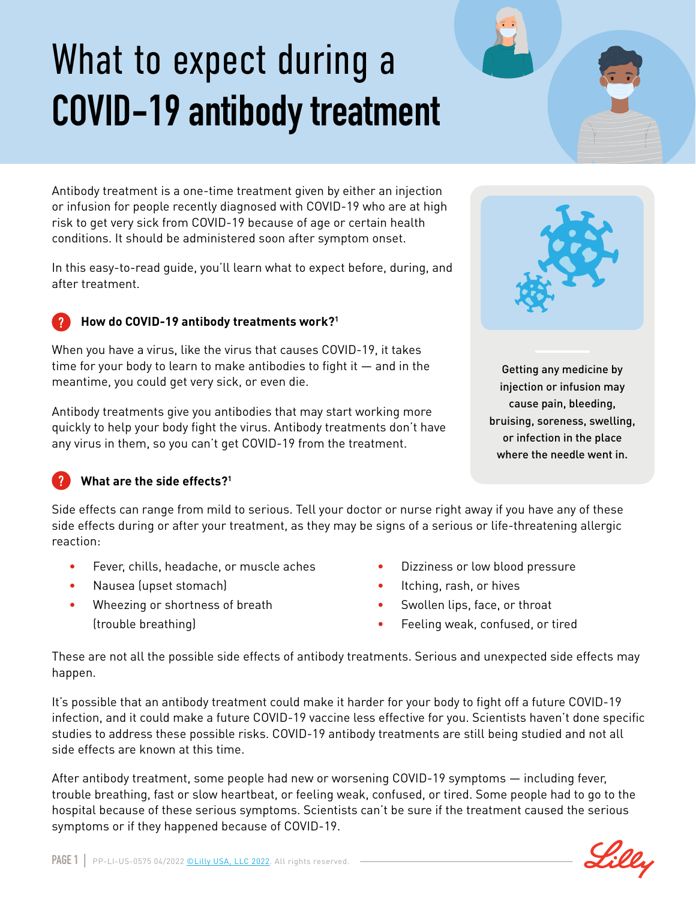# What to expect during a COVID-19 antibody treatment

Antibody treatment is a one-time treatment given by either an injection or infusion for people recently diagnosed with COVID-19 who are at high risk to get very sick from COVID-19 because of age or certain health conditions. It should be administered soon after symptom onset.

In this easy-to-read guide, you'll learn what to expect before, during, and after treatment.

Getting any medicine by injection or infusion may cause pain, bleeding, bruising, soreness, swelling, or infection in the place where the needle went in.

## How do COVID-19 antibody treatments work?[1]

When you have a virus, like the virus that causes COVID-19, it takes time for your body to learn to make antibodies to fight it — and in the meantime, you could get very sick, or even die.

Antibody treatments give you antibodies that may start working more quickly to help your body fight the virus. Antibody treatments don't have any virus in them, so you can't get COVID-19 from the treatment.

## What are the side effects?[1]

Side effects can range from mild to serious. Tell your doctor or nurse right away if you have any of these side effects during or after your treatment, as they may be signs of a serious or life-threatening allergic reaction:

- Fever, chills, headache, or muscle aches
- Nausea (upset stomach)
- Wheezing or shortness of breath (trouble breathing)
- Dizziness or low blood pressure
- Itching, rash, or hives
- Swollen lips, face, or throat
- Feeling weak, confused, or tired

These are not all the possible side effects of antibody treatments. Serious and unexpected side effects may happen.

It's possible that an antibody treatment could make it harder for your body to fight off a future COVID-19 infection, and it could make a future COVID-19 vaccine less effective for you. Scientists haven't done specific studies to address these possible risks. COVID-19 antibody treatments are still being studied and not all side effects are known at this time.

After antibody treatment, some people had new or worsening COVID-19 symptoms — including fever, trouble breathing, fast or slow heartbeat, or feeling weak, confused, or tired. Some people had to go to the hospital because of these serious symptoms. Scientists can't be sure if the treatment caused the serious symptoms or if they happened because of COVID-19.

PP-LI-US-0575 04/2022 ©Lilly USA, LLC 2022. All rights reserved.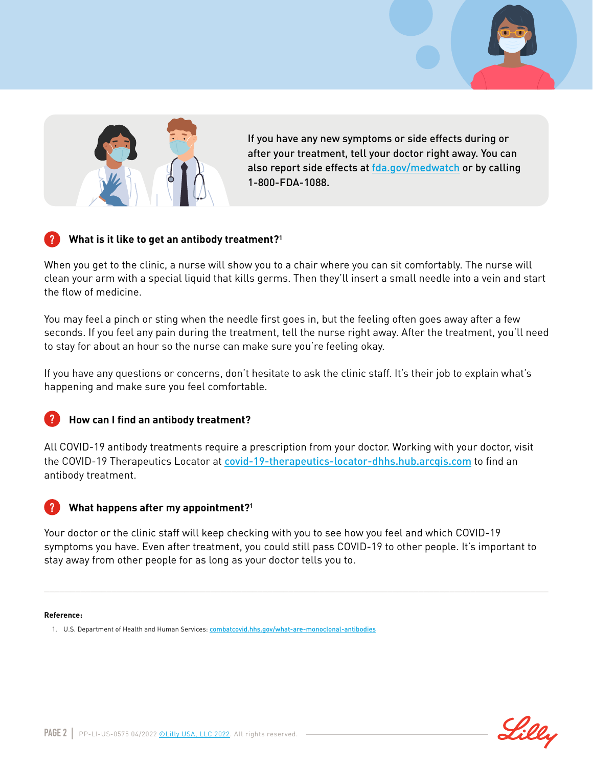If you have any new symptoms or side effects during or after your treatment, tell your doctor right away. You can also report side effects at fda.gov/medwatch or by calling 1-800-FDA-1088.

## What is it like to get an antibody treatment?[1]

When you get to the clinic, a nurse will show you to a chair where you can sit comfortably. The nurse will clean your arm with a special liquid that kills germs. Then they'll insert a small needle into a vein and start the flow of medicine.

You may feel a pinch or sting when the needle first goes in, but the feeling often goes away after a few seconds. If you feel any pain during the treatment, tell the nurse right away. After the treatment, you'll need to stay for about an hour so the nurse can make sure you're feeling okay.

If you have any questions or concerns, don't hesitate to ask the clinic staff. It's their job to explain what's happening and make sure you feel comfortable.

## How can I find an antibody treatment?

All COVID-19 antibody treatments require a prescription from your doctor. Working with your doctor, visit the COVID-19 Therapeutics Locator at covid-19-therapeutics-locator-dhhs.hub.arcgis.com to find an antibody treatment.

## What happens after my appointment?[1]

Your doctor or the clinic staff will keep checking with you to see how you feel and which COVID-19 symptoms you have. Even after treatment, you could still pass COVID-19 to other people. It's important to stay away from other people for as long as your doctor tells you to.

---

**Reference:**

1. U.S. Department of Health and Human Services: combatcovid.hhs.gov/what-are-monoclonal-antibodies

PP-LI-US-0575 04/2022 ©Lilly USA, LLC 2022. All rights reserved.